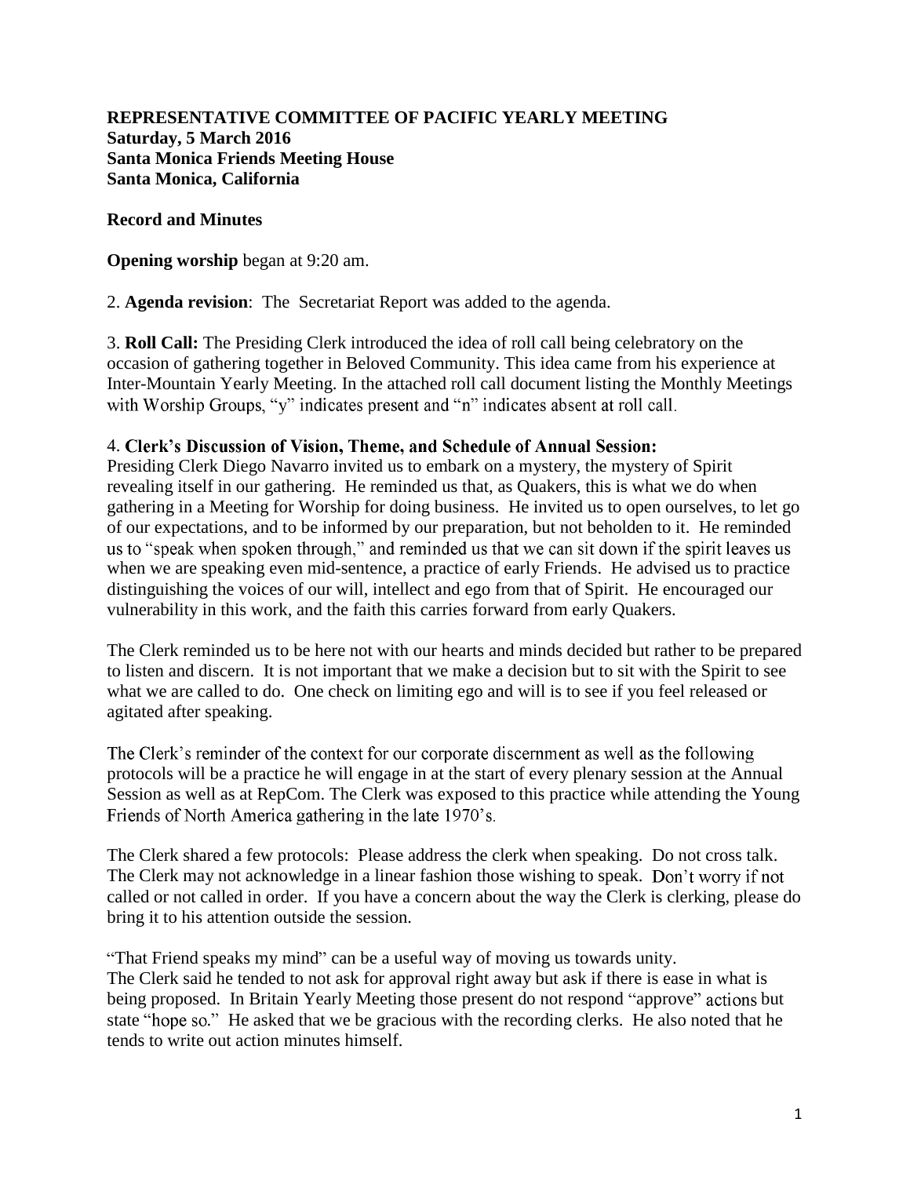**REPRESENTATIVE COMMITTEE OF PACIFIC YEARLY MEETING**
**Saturday, 5 March 2016**
**Santa Monica Friends Meeting House**
**Santa Monica, California**

**Record and Minutes**

**Opening worship** began at 9:20 am.

2. **Agenda revision**: The Secretariat Report was added to the agenda.

3. **Roll Call:** The Presiding Clerk introduced the idea of roll call being celebratory on the occasion of gathering together in Beloved Community. This idea came from his experience at Inter-Mountain Yearly Meeting. In the attached roll call document listing the Monthly Meetings with Worship Groups, "y" indicates present and "n" indicates absent at roll call.

4. **Clerk's Discussion of Vision, Theme, and Schedule of Annual Session:**
Presiding Clerk Diego Navarro invited us to embark on a mystery, the mystery of Spirit revealing itself in our gathering. He reminded us that, as Quakers, this is what we do when gathering in a Meeting for Worship for doing business. He invited us to open ourselves, to let go of our expectations, and to be informed by our preparation, but not beholden to it. He reminded us to "speak when spoken through," and reminded us that we can sit down if the spirit leaves us when we are speaking even mid-sentence, a practice of early Friends. He advised us to practice distinguishing the voices of our will, intellect and ego from that of Spirit. He encouraged our vulnerability in this work, and the faith this carries forward from early Quakers.

The Clerk reminded us to be here not with our hearts and minds decided but rather to be prepared to listen and discern. It is not important that we make a decision but to sit with the Spirit to see what we are called to do. One check on limiting ego and will is to see if you feel released or agitated after speaking.

The Clerk's reminder of the context for our corporate discernment as well as the following protocols will be a practice he will engage in at the start of every plenary session at the Annual Session as well as at RepCom. The Clerk was exposed to this practice while attending the Young Friends of North America gathering in the late 1970's.

The Clerk shared a few protocols: Please address the clerk when speaking. Do not cross talk. The Clerk may not acknowledge in a linear fashion those wishing to speak. Don't worry if not called or not called in order. If you have a concern about the way the Clerk is clerking, please do bring it to his attention outside the session.

"That Friend speaks my mind" can be a useful way of moving us towards unity.
The Clerk said he tended to not ask for approval right away but ask if there is ease in what is being proposed. In Britain Yearly Meeting those present do not respond "approve" actions but state "hope so." He asked that we be gracious with the recording clerks. He also noted that he tends to write out action minutes himself.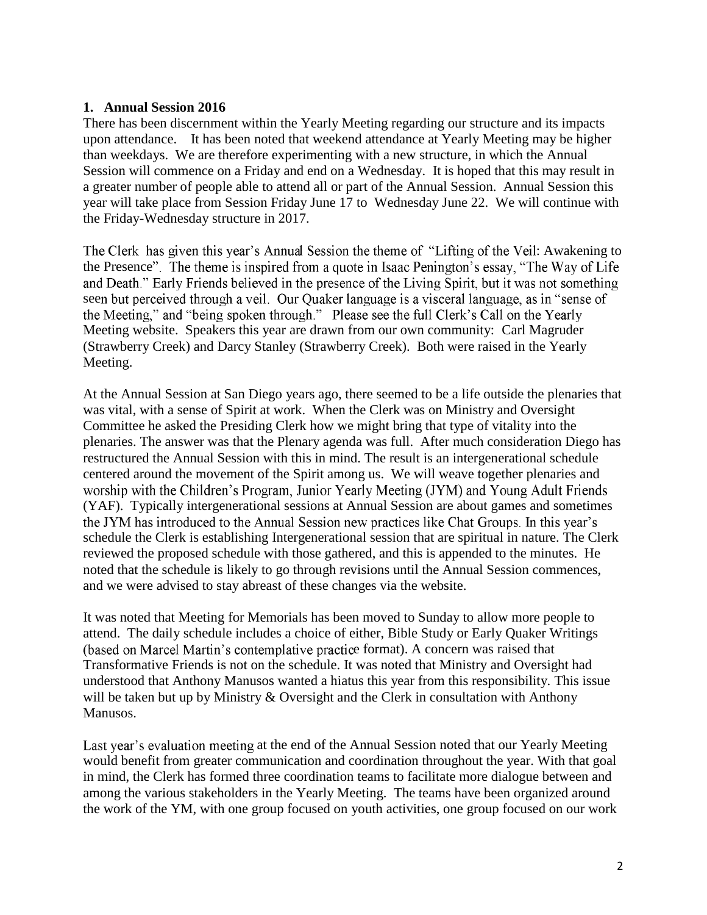## 1. Annual Session 2016

There has been discernment within the Yearly Meeting regarding our structure and its impacts upon attendance. It has been noted that weekend attendance at Yearly Meeting may be higher than weekdays. We are therefore experimenting with a new structure, in which the Annual Session will commence on a Friday and end on a Wednesday. It is hoped that this may result in a greater number of people able to attend all or part of the Annual Session. Annual Session this year will take place from Session Friday June 17 to Wednesday June 22. We will continue with the Friday-Wednesday structure in 2017.

The Clerk has given this year's Annual Session the theme of "Lifting of the Veil: Awakening to the Presence". The theme is inspired from a quote in Isaac Penington's essay, "The Way of Life and Death." Early Friends believed in the presence of the Living Spirit, but it was not something seen but perceived through a veil. Our Quaker language is a visceral language, as in "sense of the Meeting," and "being spoken through." Please see the full Clerk's Call on the Yearly Meeting website. Speakers this year are drawn from our own community: Carl Magruder (Strawberry Creek) and Darcy Stanley (Strawberry Creek). Both were raised in the Yearly Meeting.

At the Annual Session at San Diego years ago, there seemed to be a life outside the plenaries that was vital, with a sense of Spirit at work. When the Clerk was on Ministry and Oversight Committee he asked the Presiding Clerk how we might bring that type of vitality into the plenaries. The answer was that the Plenary agenda was full. After much consideration Diego has restructured the Annual Session with this in mind. The result is an intergenerational schedule centered around the movement of the Spirit among us. We will weave together plenaries and worship with the Children's Program, Junior Yearly Meeting (JYM) and Young Adult Friends (YAF). Typically intergenerational sessions at Annual Session are about games and sometimes the JYM has introduced to the Annual Session new practices like Chat Groups. In this year's schedule the Clerk is establishing Intergenerational session that are spiritual in nature. The Clerk reviewed the proposed schedule with those gathered, and this is appended to the minutes. He noted that the schedule is likely to go through revisions until the Annual Session commences, and we were advised to stay abreast of these changes via the website.

It was noted that Meeting for Memorials has been moved to Sunday to allow more people to attend. The daily schedule includes a choice of either, Bible Study or Early Quaker Writings (based on Marcel Martin's contemplative practice format). A concern was raised that Transformative Friends is not on the schedule. It was noted that Ministry and Oversight had understood that Anthony Manusos wanted a hiatus this year from this responsibility. This issue will be taken but up by Ministry & Oversight and the Clerk in consultation with Anthony Manusos.

Last year's evaluation meeting at the end of the Annual Session noted that our Yearly Meeting would benefit from greater communication and coordination throughout the year. With that goal in mind, the Clerk has formed three coordination teams to facilitate more dialogue between and among the various stakeholders in the Yearly Meeting. The teams have been organized around the work of the YM, with one group focused on youth activities, one group focused on our work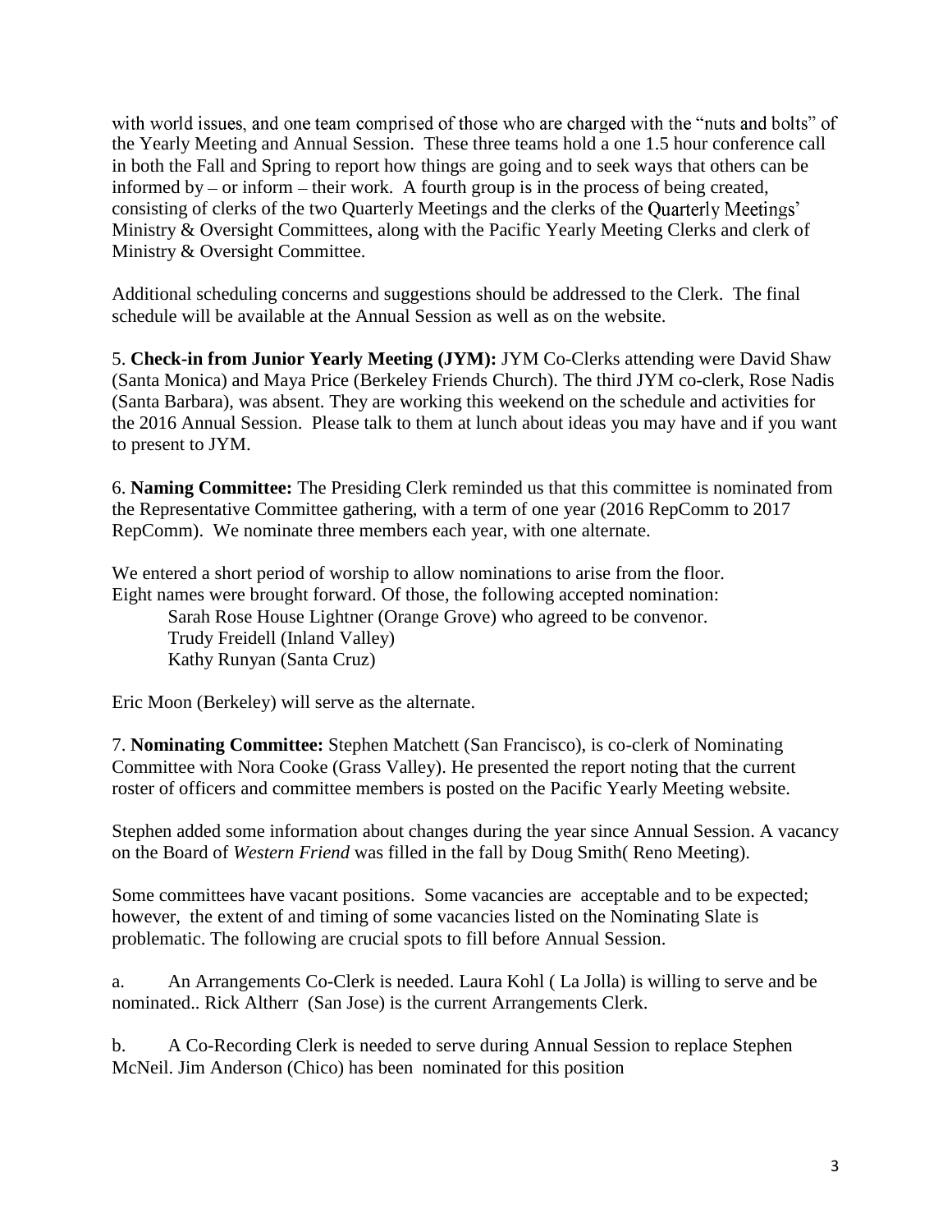with world issues, and one team comprised of those who are charged with the "nuts and bolts" of the Yearly Meeting and Annual Session. These three teams hold a one 1.5 hour conference call in both the Fall and Spring to report how things are going and to seek ways that others can be informed by – or inform – their work. A fourth group is in the process of being created, consisting of clerks of the two Quarterly Meetings and the clerks of the Quarterly Meetings' Ministry & Oversight Committees, along with the Pacific Yearly Meeting Clerks and clerk of Ministry & Oversight Committee.

Additional scheduling concerns and suggestions should be addressed to the Clerk. The final schedule will be available at the Annual Session as well as on the website.

5. **Check-in from Junior Yearly Meeting (JYM):** JYM Co-Clerks attending were David Shaw (Santa Monica) and Maya Price (Berkeley Friends Church). The third JYM co-clerk, Rose Nadis (Santa Barbara), was absent. They are working this weekend on the schedule and activities for the 2016 Annual Session. Please talk to them at lunch about ideas you may have and if you want to present to JYM.

6. **Naming Committee:** The Presiding Clerk reminded us that this committee is nominated from the Representative Committee gathering, with a term of one year (2016 RepComm to 2017 RepComm). We nominate three members each year, with one alternate.

We entered a short period of worship to allow nominations to arise from the floor. Eight names were brought forward. Of those, the following accepted nomination:

Sarah Rose House Lightner (Orange Grove) who agreed to be convenor.
Trudy Freidell (Inland Valley)
Kathy Runyan (Santa Cruz)

Eric Moon (Berkeley) will serve as the alternate.

7. **Nominating Committee:** Stephen Matchett (San Francisco), is co-clerk of Nominating Committee with Nora Cooke (Grass Valley). He presented the report noting that the current roster of officers and committee members is posted on the Pacific Yearly Meeting website.

Stephen added some information about changes during the year since Annual Session. A vacancy on the Board of *Western Friend* was filled in the fall by Doug Smith( Reno Meeting).

Some committees have vacant positions. Some vacancies are acceptable and to be expected; however, the extent of and timing of some vacancies listed on the Nominating Slate is problematic. The following are crucial spots to fill before Annual Session.

a. An Arrangements Co-Clerk is needed. Laura Kohl ( La Jolla) is willing to serve and be nominated.. Rick Altherr (San Jose) is the current Arrangements Clerk.

b. A Co-Recording Clerk is needed to serve during Annual Session to replace Stephen McNeil. Jim Anderson (Chico) has been nominated for this position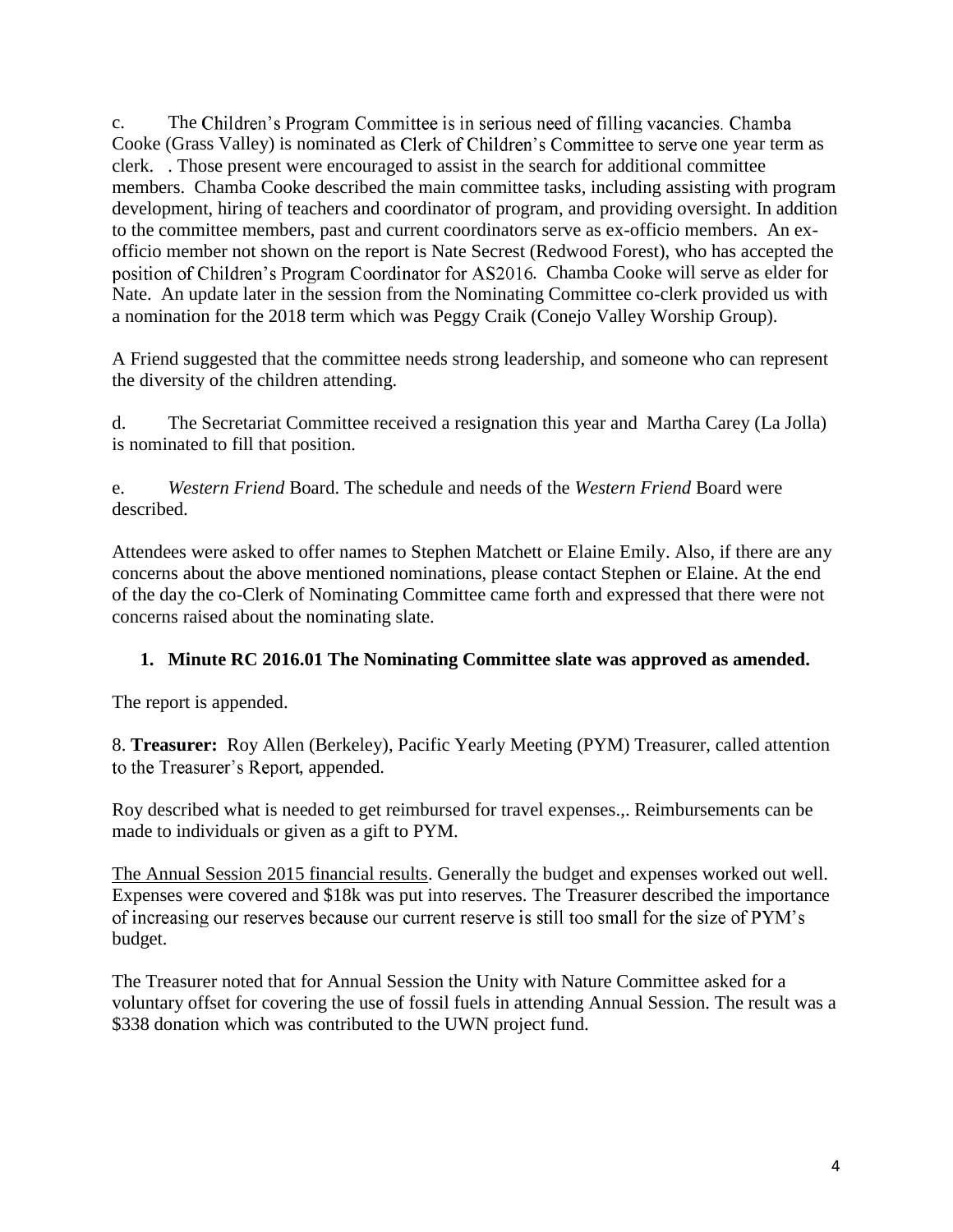c. The Children's Program Committee is in serious need of filling vacancies. Chamba Cooke (Grass Valley) is nominated as Clerk of Children's Committee to serve one year term as clerk. . Those present were encouraged to assist in the search for additional committee members. Chamba Cooke described the main committee tasks, including assisting with program development, hiring of teachers and coordinator of program, and providing oversight. In addition to the committee members, past and current coordinators serve as ex-officio members. An ex-officio member not shown on the report is Nate Secrest (Redwood Forest), who has accepted the position of Children's Program Coordinator for AS2016. Chamba Cooke will serve as elder for Nate. An update later in the session from the Nominating Committee co-clerk provided us with a nomination for the 2018 term which was Peggy Craik (Conejo Valley Worship Group).

A Friend suggested that the committee needs strong leadership, and someone who can represent the diversity of the children attending.

d. The Secretariat Committee received a resignation this year and Martha Carey (La Jolla) is nominated to fill that position.

e. *Western Friend* Board. The schedule and needs of the *Western Friend* Board were described.

Attendees were asked to offer names to Stephen Matchett or Elaine Emily. Also, if there are any concerns about the above mentioned nominations, please contact Stephen or Elaine. At the end of the day the co-Clerk of Nominating Committee came forth and expressed that there were not concerns raised about the nominating slate.

1. **Minute RC 2016.01 The Nominating Committee slate was approved as amended.**

The report is appended.

8. **Treasurer:** Roy Allen (Berkeley), Pacific Yearly Meeting (PYM) Treasurer, called attention to the Treasurer's Report, appended.

Roy described what is needed to get reimbursed for travel expenses.,. Reimbursements can be made to individuals or given as a gift to PYM.

The Annual Session 2015 financial results. Generally the budget and expenses worked out well. Expenses were covered and $18k was put into reserves. The Treasurer described the importance of increasing our reserves because our current reserve is still too small for the size of PYM's budget.

The Treasurer noted that for Annual Session the Unity with Nature Committee asked for a voluntary offset for covering the use of fossil fuels in attending Annual Session. The result was a $338 donation which was contributed to the UWN project fund.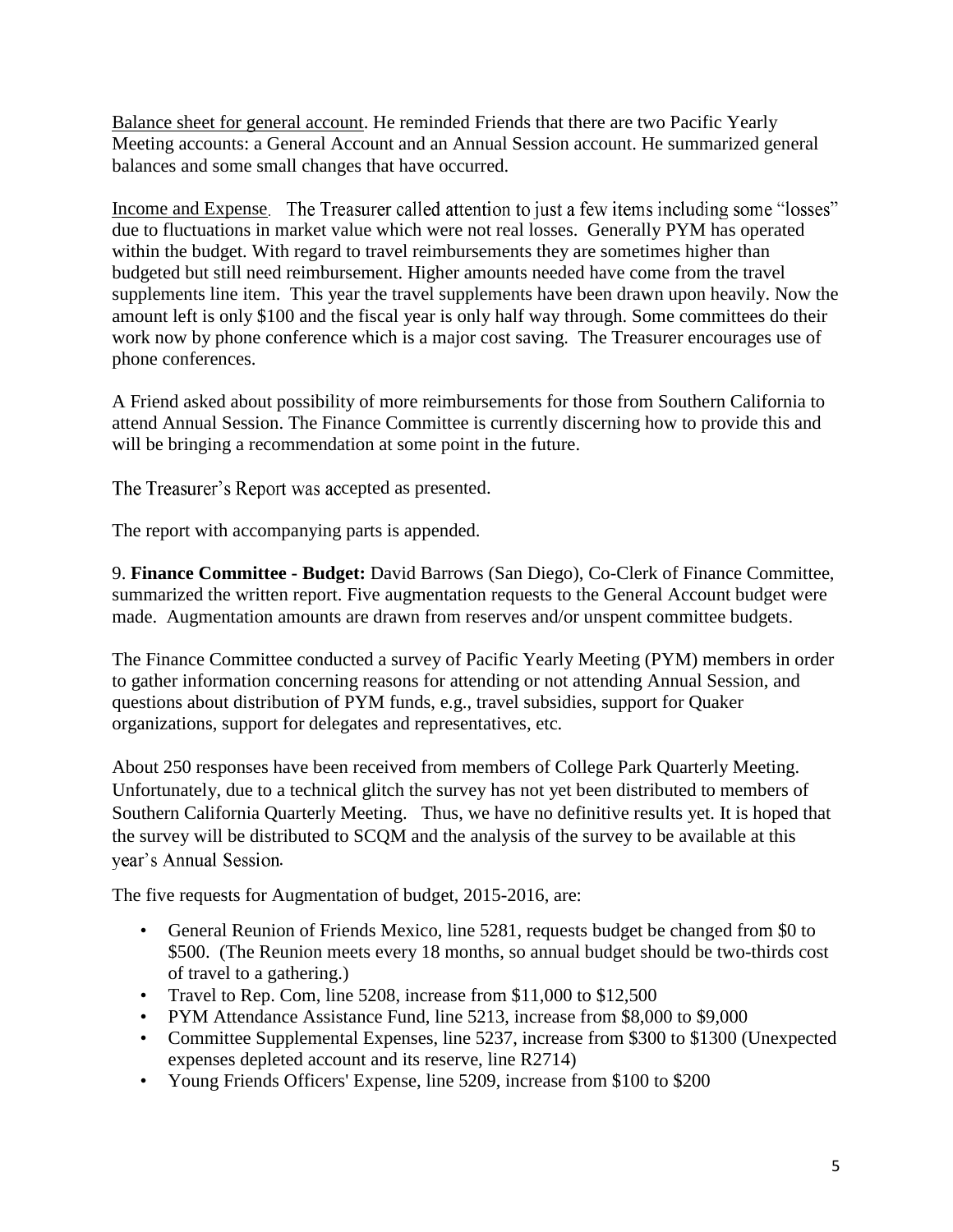Balance sheet for general account. He reminded Friends that there are two Pacific Yearly Meeting accounts: a General Account and an Annual Session account. He summarized general balances and some small changes that have occurred.

Income and Expense. The Treasurer called attention to just a few items including some "losses" due to fluctuations in market value which were not real losses. Generally PYM has operated within the budget. With regard to travel reimbursements they are sometimes higher than budgeted but still need reimbursement. Higher amounts needed have come from the travel supplements line item. This year the travel supplements have been drawn upon heavily. Now the amount left is only $100 and the fiscal year is only half way through. Some committees do their work now by phone conference which is a major cost saving. The Treasurer encourages use of phone conferences.

A Friend asked about possibility of more reimbursements for those from Southern California to attend Annual Session. The Finance Committee is currently discerning how to provide this and will be bringing a recommendation at some point in the future.

The Treasurer's Report was accepted as presented.

The report with accompanying parts is appended.

9. **Finance Committee - Budget:** David Barrows (San Diego), Co-Clerk of Finance Committee, summarized the written report. Five augmentation requests to the General Account budget were made. Augmentation amounts are drawn from reserves and/or unspent committee budgets.

The Finance Committee conducted a survey of Pacific Yearly Meeting (PYM) members in order to gather information concerning reasons for attending or not attending Annual Session, and questions about distribution of PYM funds, e.g., travel subsidies, support for Quaker organizations, support for delegates and representatives, etc.

About 250 responses have been received from members of College Park Quarterly Meeting. Unfortunately, due to a technical glitch the survey has not yet been distributed to members of Southern California Quarterly Meeting. Thus, we have no definitive results yet. It is hoped that the survey will be distributed to SCQM and the analysis of the survey to be available at this year's Annual Session.

The five requests for Augmentation of budget, 2015-2016, are:

- General Reunion of Friends Mexico, line 5281, requests budget be changed from $0 to $500. (The Reunion meets every 18 months, so annual budget should be two-thirds cost of travel to a gathering.)
- Travel to Rep. Com, line 5208, increase from $11,000 to $12,500
- PYM Attendance Assistance Fund, line 5213, increase from $8,000 to $9,000
- Committee Supplemental Expenses, line 5237, increase from $300 to $1300 (Unexpected expenses depleted account and its reserve, line R2714)
- Young Friends Officers' Expense, line 5209, increase from $100 to $200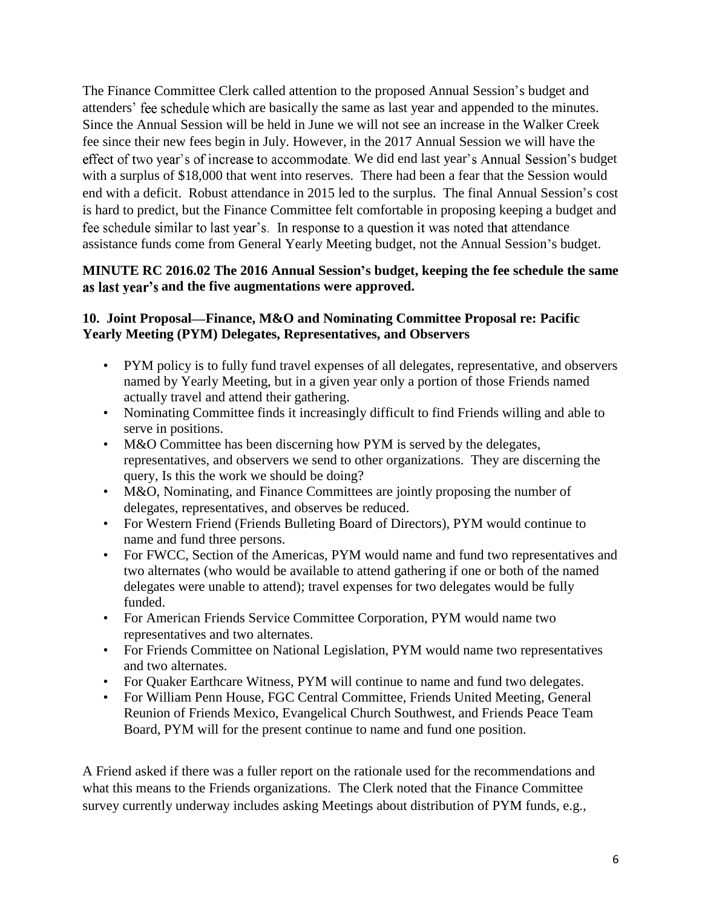The Finance Committee Clerk called attention to the proposed Annual Session's budget and attenders' fee schedule which are basically the same as last year and appended to the minutes. Since the Annual Session will be held in June we will not see an increase in the Walker Creek fee since their new fees begin in July. However, in the 2017 Annual Session we will have the effect of two year's of increase to accommodate. We did end last year's Annual Session's budget with a surplus of $18,000 that went into reserves. There had been a fear that the Session would end with a deficit. Robust attendance in 2015 led to the surplus. The final Annual Session's cost is hard to predict, but the Finance Committee felt comfortable in proposing keeping a budget and fee schedule similar to last year's. In response to a question it was noted that attendance assistance funds come from General Yearly Meeting budget, not the Annual Session's budget.

**MINUTE RC 2016.02 The 2016 Annual Session's budget, keeping the fee schedule the same as last year's and the five augmentations were approved.**

**10. Joint Proposal—Finance, M&O and Nominating Committee Proposal re: Pacific Yearly Meeting (PYM) Delegates, Representatives, and Observers**

- PYM policy is to fully fund travel expenses of all delegates, representative, and observers named by Yearly Meeting, but in a given year only a portion of those Friends named actually travel and attend their gathering.
- Nominating Committee finds it increasingly difficult to find Friends willing and able to serve in positions.
- M&O Committee has been discerning how PYM is served by the delegates, representatives, and observers we send to other organizations. They are discerning the query, Is this the work we should be doing?
- M&O, Nominating, and Finance Committees are jointly proposing the number of delegates, representatives, and observes be reduced.
- For Western Friend (Friends Bulleting Board of Directors), PYM would continue to name and fund three persons.
- For FWCC, Section of the Americas, PYM would name and fund two representatives and two alternates (who would be available to attend gathering if one or both of the named delegates were unable to attend); travel expenses for two delegates would be fully funded.
- For American Friends Service Committee Corporation, PYM would name two representatives and two alternates.
- For Friends Committee on National Legislation, PYM would name two representatives and two alternates.
- For Quaker Earthcare Witness, PYM will continue to name and fund two delegates.
- For William Penn House, FGC Central Committee, Friends United Meeting, General Reunion of Friends Mexico, Evangelical Church Southwest, and Friends Peace Team Board, PYM will for the present continue to name and fund one position.

A Friend asked if there was a fuller report on the rationale used for the recommendations and what this means to the Friends organizations. The Clerk noted that the Finance Committee survey currently underway includes asking Meetings about distribution of PYM funds, e.g.,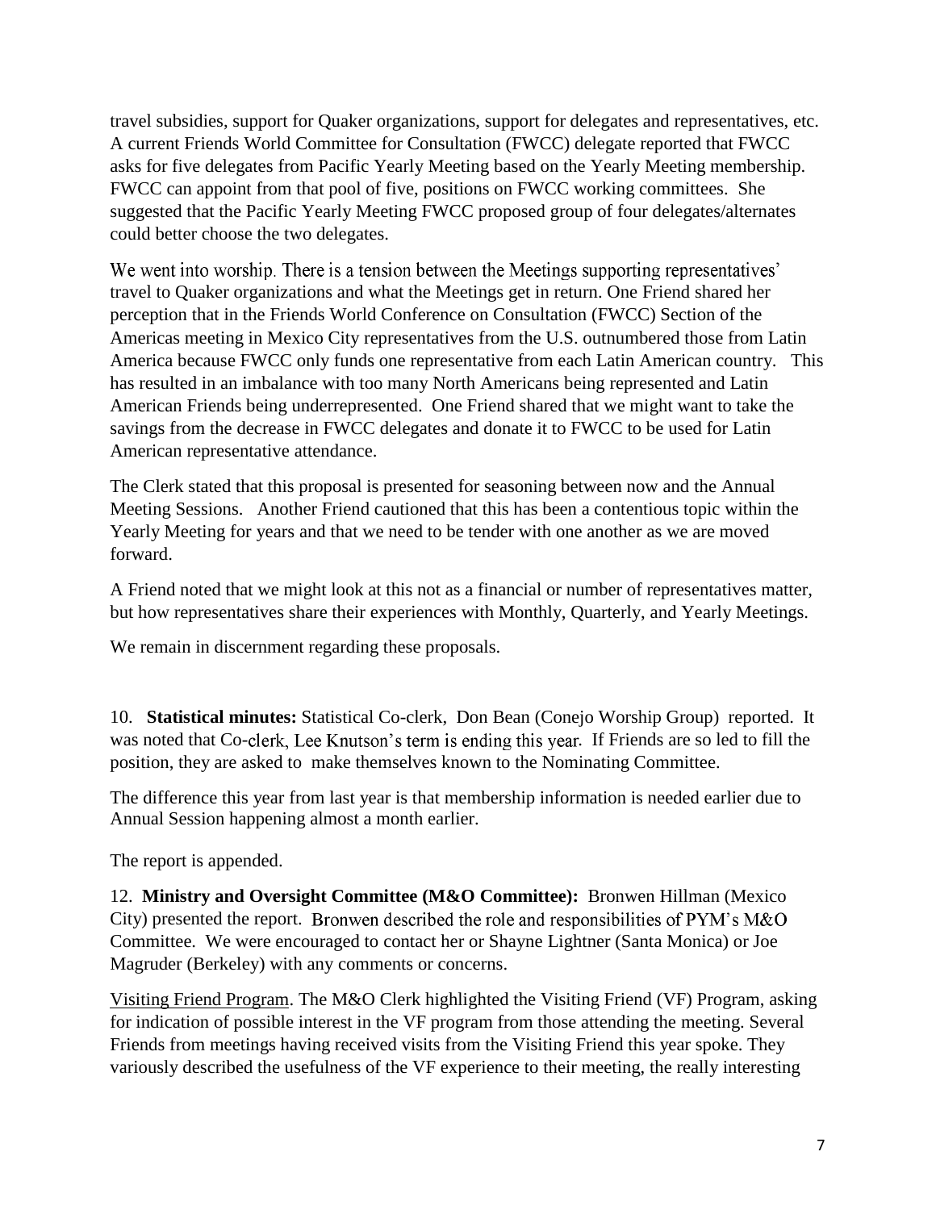travel subsidies, support for Quaker organizations, support for delegates and representatives, etc. A current Friends World Committee for Consultation (FWCC) delegate reported that FWCC asks for five delegates from Pacific Yearly Meeting based on the Yearly Meeting membership. FWCC can appoint from that pool of five, positions on FWCC working committees. She suggested that the Pacific Yearly Meeting FWCC proposed group of four delegates/alternates could better choose the two delegates.

We went into worship. There is a tension between the Meetings supporting representatives' travel to Quaker organizations and what the Meetings get in return. One Friend shared her perception that in the Friends World Conference on Consultation (FWCC) Section of the Americas meeting in Mexico City representatives from the U.S. outnumbered those from Latin America because FWCC only funds one representative from each Latin American country. This has resulted in an imbalance with too many North Americans being represented and Latin American Friends being underrepresented. One Friend shared that we might want to take the savings from the decrease in FWCC delegates and donate it to FWCC to be used for Latin American representative attendance.

The Clerk stated that this proposal is presented for seasoning between now and the Annual Meeting Sessions. Another Friend cautioned that this has been a contentious topic within the Yearly Meeting for years and that we need to be tender with one another as we are moved forward.

A Friend noted that we might look at this not as a financial or number of representatives matter, but how representatives share their experiences with Monthly, Quarterly, and Yearly Meetings.

We remain in discernment regarding these proposals.

10. **Statistical minutes:** Statistical Co-clerk, Don Bean (Conejo Worship Group) reported. It was noted that Co-clerk, Lee Knutson's term is ending this year. If Friends are so led to fill the position, they are asked to make themselves known to the Nominating Committee.

The difference this year from last year is that membership information is needed earlier due to Annual Session happening almost a month earlier.

The report is appended.

12. **Ministry and Oversight Committee (M&O Committee):** Bronwen Hillman (Mexico City) presented the report. Bronwen described the role and responsibilities of PYM's M&O Committee. We were encouraged to contact her or Shayne Lightner (Santa Monica) or Joe Magruder (Berkeley) with any comments or concerns.

<u>Visiting Friend Program</u>. The M&O Clerk highlighted the Visiting Friend (VF) Program, asking for indication of possible interest in the VF program from those attending the meeting. Several Friends from meetings having received visits from the Visiting Friend this year spoke. They variously described the usefulness of the VF experience to their meeting, the really interesting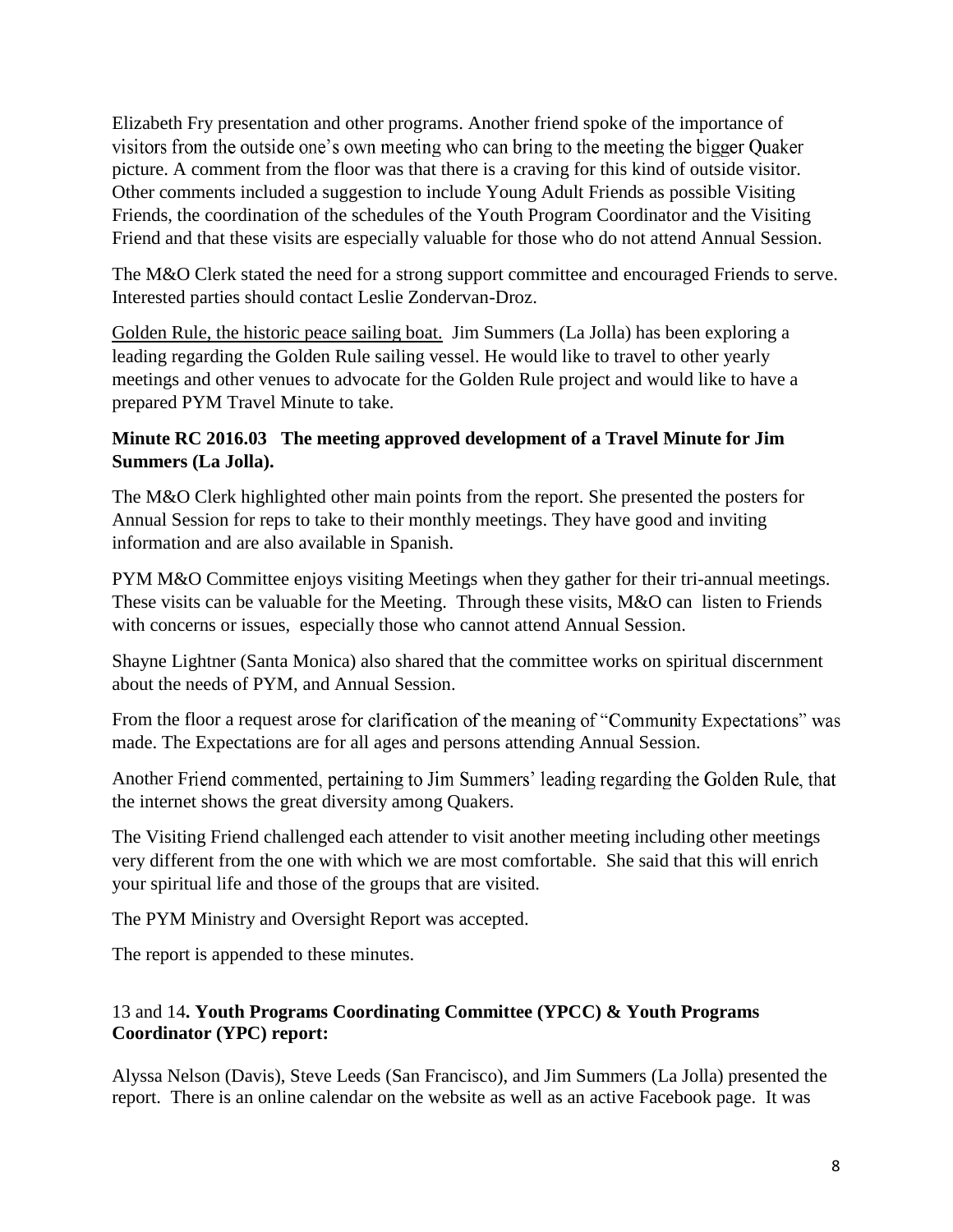Elizabeth Fry presentation and other programs. Another friend spoke of the importance of visitors from the outside one's own meeting who can bring to the meeting the bigger Quaker picture. A comment from the floor was that there is a craving for this kind of outside visitor. Other comments included a suggestion to include Young Adult Friends as possible Visiting Friends, the coordination of the schedules of the Youth Program Coordinator and the Visiting Friend and that these visits are especially valuable for those who do not attend Annual Session.

The M&O Clerk stated the need for a strong support committee and encouraged Friends to serve. Interested parties should contact Leslie Zondervan-Droz.

Golden Rule, the historic peace sailing boat. Jim Summers (La Jolla) has been exploring a leading regarding the Golden Rule sailing vessel. He would like to travel to other yearly meetings and other venues to advocate for the Golden Rule project and would like to have a prepared PYM Travel Minute to take.

**Minute RC 2016.03 The meeting approved development of a Travel Minute for Jim Summers (La Jolla).**

The M&O Clerk highlighted other main points from the report. She presented the posters for Annual Session for reps to take to their monthly meetings. They have good and inviting information and are also available in Spanish.

PYM M&O Committee enjoys visiting Meetings when they gather for their tri-annual meetings. These visits can be valuable for the Meeting. Through these visits, M&O can listen to Friends with concerns or issues, especially those who cannot attend Annual Session.

Shayne Lightner (Santa Monica) also shared that the committee works on spiritual discernment about the needs of PYM, and Annual Session.

From the floor a request arose for clarification of the meaning of "Community Expectations" was made. The Expectations are for all ages and persons attending Annual Session.

Another Friend commented, pertaining to Jim Summers' leading regarding the Golden Rule, that the internet shows the great diversity among Quakers.

The Visiting Friend challenged each attender to visit another meeting including other meetings very different from the one with which we are most comfortable. She said that this will enrich your spiritual life and those of the groups that are visited.

The PYM Ministry and Oversight Report was accepted.

The report is appended to these minutes.

### 13 and 14. **Youth Programs Coordinating Committee (YPCC) & Youth Programs Coordinator (YPC) report:**

Alyssa Nelson (Davis), Steve Leeds (San Francisco), and Jim Summers (La Jolla) presented the report. There is an online calendar on the website as well as an active Facebook page. It was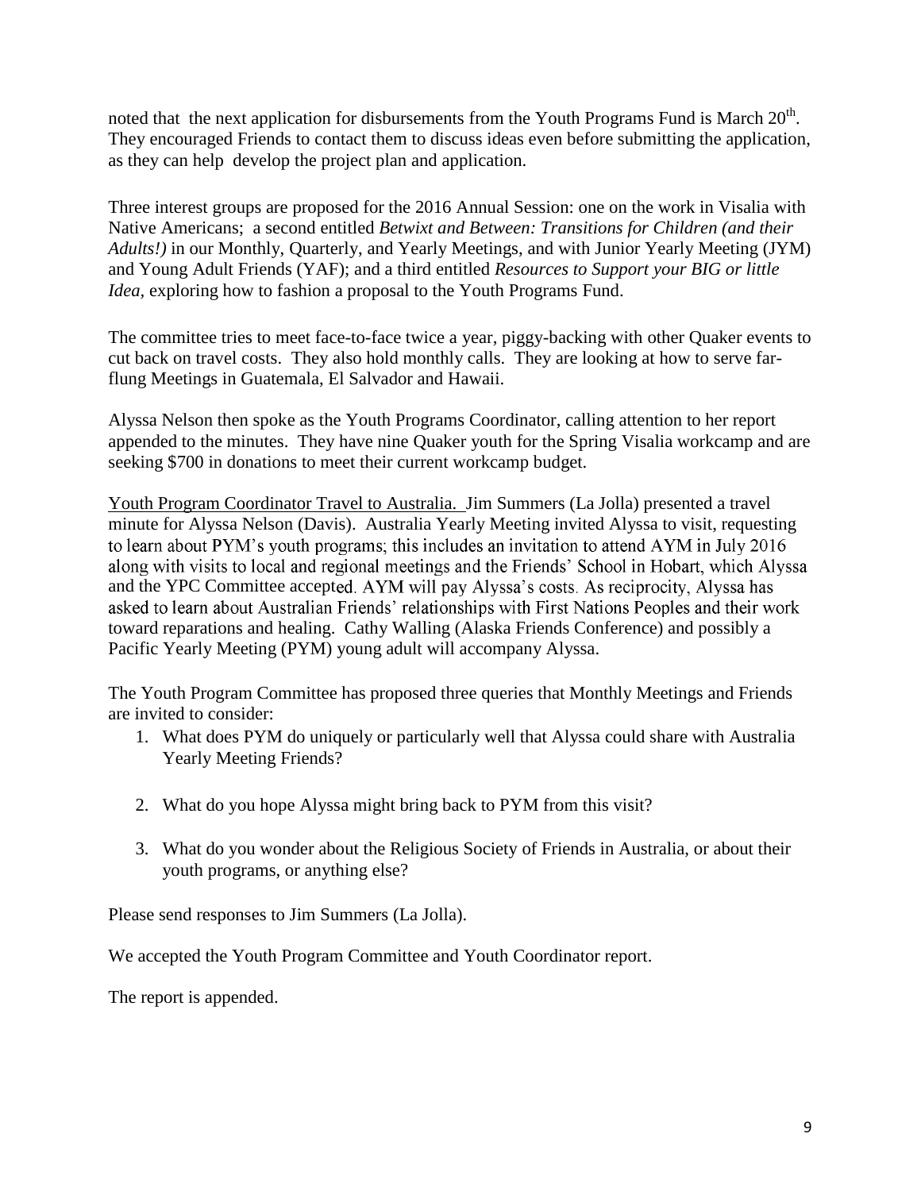noted that the next application for disbursements from the Youth Programs Fund is March 20th. They encouraged Friends to contact them to discuss ideas even before submitting the application, as they can help develop the project plan and application.

Three interest groups are proposed for the 2016 Annual Session: one on the work in Visalia with Native Americans; a second entitled *Betwixt and Between: Transitions for Children (and their Adults!)* in our Monthly, Quarterly, and Yearly Meetings, and with Junior Yearly Meeting (JYM) and Young Adult Friends (YAF); and a third entitled *Resources to Support your BIG or little Idea,* exploring how to fashion a proposal to the Youth Programs Fund.

The committee tries to meet face-to-face twice a year, piggy-backing with other Quaker events to cut back on travel costs. They also hold monthly calls. They are looking at how to serve far-flung Meetings in Guatemala, El Salvador and Hawaii.

Alyssa Nelson then spoke as the Youth Programs Coordinator, calling attention to her report appended to the minutes. They have nine Quaker youth for the Spring Visalia workcamp and are seeking $700 in donations to meet their current workcamp budget.

<u>Youth Program Coordinator Travel to Australia.</u> Jim Summers (La Jolla) presented a travel minute for Alyssa Nelson (Davis). Australia Yearly Meeting invited Alyssa to visit, requesting to learn about PYM's youth programs; this includes an invitation to attend AYM in July 2016 along with visits to local and regional meetings and the Friends' School in Hobart, which Alyssa and the YPC Committee accepted. AYM will pay Alyssa's costs. As reciprocity, Alyssa has asked to learn about Australian Friends' relationships with First Nations Peoples and their work toward reparations and healing. Cathy Walling (Alaska Friends Conference) and possibly a Pacific Yearly Meeting (PYM) young adult will accompany Alyssa.

The Youth Program Committee has proposed three queries that Monthly Meetings and Friends are invited to consider:

1. What does PYM do uniquely or particularly well that Alyssa could share with Australia Yearly Meeting Friends?

2. What do you hope Alyssa might bring back to PYM from this visit?

3. What do you wonder about the Religious Society of Friends in Australia, or about their youth programs, or anything else?

Please send responses to Jim Summers (La Jolla).

We accepted the Youth Program Committee and Youth Coordinator report.

The report is appended.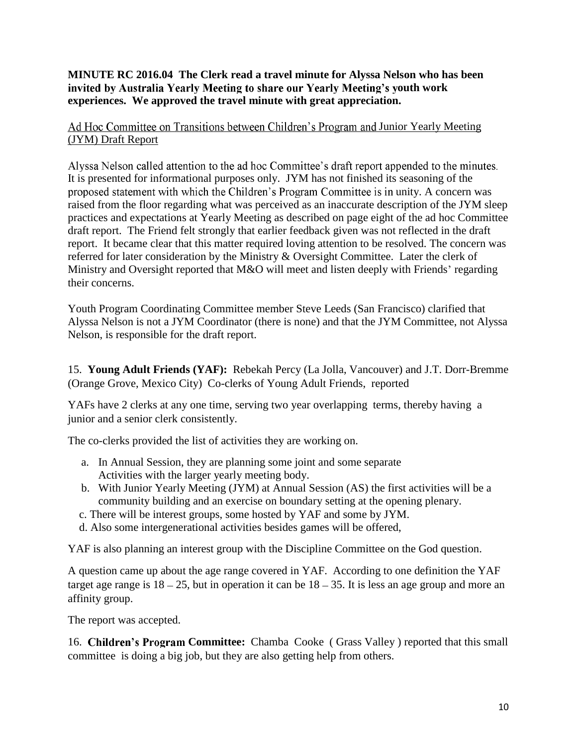**MINUTE RC 2016.04 The Clerk read a travel minute for Alyssa Nelson who has been invited by Australia Yearly Meeting to share our Yearly Meeting's youth work experiences. We approved the travel minute with great appreciation.**

<u>Ad Hoc Committee on Transitions between Children's Program and Junior Yearly Meeting (JYM) Draft Report</u>

Alyssa Nelson called attention to the ad hoc Committee's draft report appended to the minutes. It is presented for informational purposes only. JYM has not finished its seasoning of the proposed statement with which the Children's Program Committee is in unity. A concern was raised from the floor regarding what was perceived as an inaccurate description of the JYM sleep practices and expectations at Yearly Meeting as described on page eight of the ad hoc Committee draft report. The Friend felt strongly that earlier feedback given was not reflected in the draft report. It became clear that this matter required loving attention to be resolved. The concern was referred for later consideration by the Ministry & Oversight Committee. Later the clerk of Ministry and Oversight reported that M&O will meet and listen deeply with Friends' regarding their concerns.

Youth Program Coordinating Committee member Steve Leeds (San Francisco) clarified that Alyssa Nelson is not a JYM Coordinator (there is none) and that the JYM Committee, not Alyssa Nelson, is responsible for the draft report.

15. **Young Adult Friends (YAF):** Rebekah Percy (La Jolla, Vancouver) and J.T. Dorr-Bremme (Orange Grove, Mexico City) Co-clerks of Young Adult Friends, reported

YAFs have 2 clerks at any one time, serving two year overlapping terms, thereby having a junior and a senior clerk consistently.

The co-clerks provided the list of activities they are working on.

a. In Annual Session, they are planning some joint and some separate Activities with the larger yearly meeting body.
b. With Junior Yearly Meeting (JYM) at Annual Session (AS) the first activities will be a community building and an exercise on boundary setting at the opening plenary.
c. There will be interest groups, some hosted by YAF and some by JYM.
d. Also some intergenerational activities besides games will be offered,

YAF is also planning an interest group with the Discipline Committee on the God question.

A question came up about the age range covered in YAF. According to one definition the YAF target age range is 18 – 25, but in operation it can be 18 – 35. It is less an age group and more an affinity group.

The report was accepted.

16. **Children's Program Committee:** Chamba Cooke ( Grass Valley ) reported that this small committee is doing a big job, but they are also getting help from others.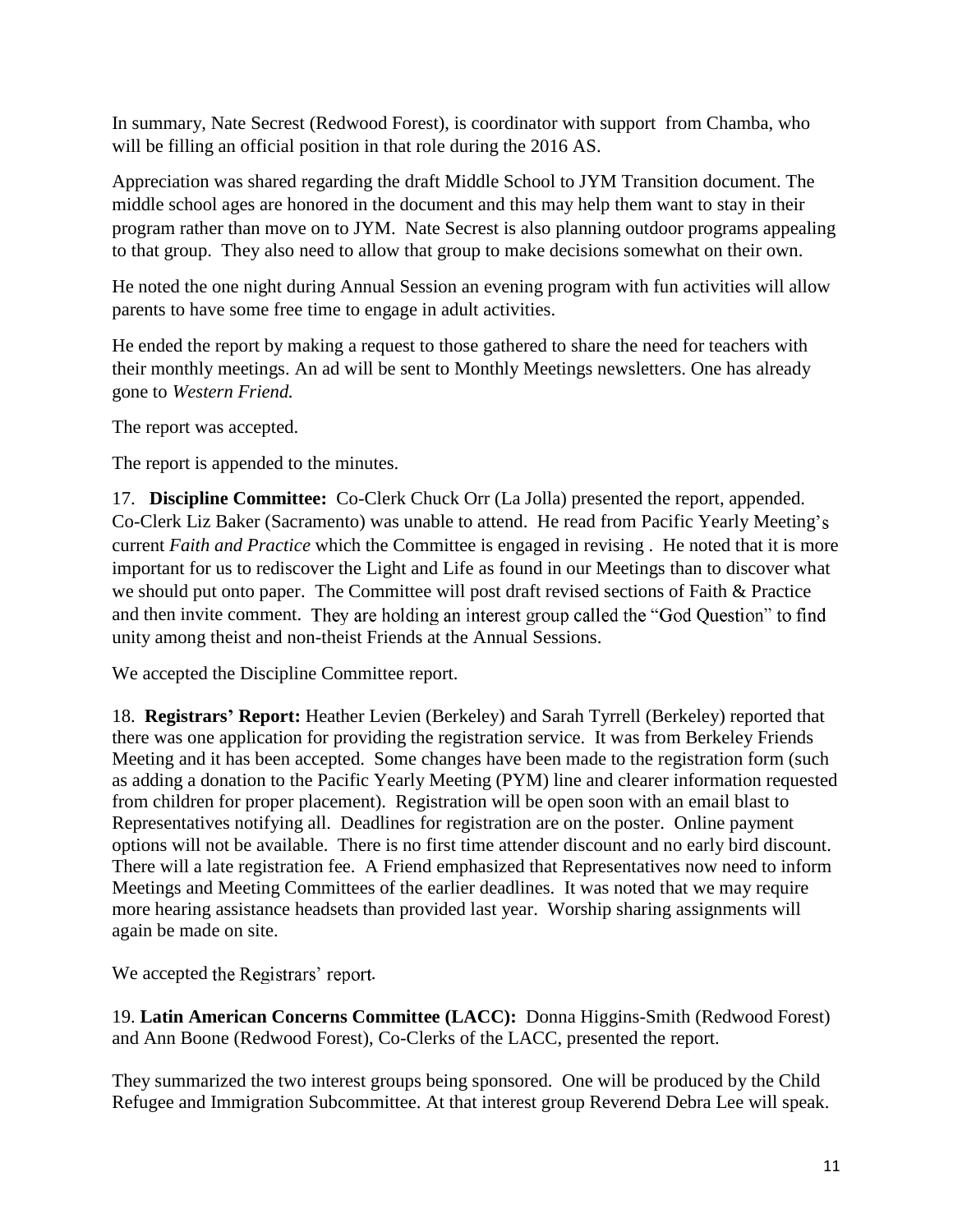In summary, Nate Secrest (Redwood Forest), is coordinator with support from Chamba, who will be filling an official position in that role during the 2016 AS.

Appreciation was shared regarding the draft Middle School to JYM Transition document. The middle school ages are honored in the document and this may help them want to stay in their program rather than move on to JYM. Nate Secrest is also planning outdoor programs appealing to that group. They also need to allow that group to make decisions somewhat on their own.

He noted the one night during Annual Session an evening program with fun activities will allow parents to have some free time to engage in adult activities.

He ended the report by making a request to those gathered to share the need for teachers with their monthly meetings. An ad will be sent to Monthly Meetings newsletters. One has already gone to *Western Friend.*

The report was accepted.

The report is appended to the minutes.

17. **Discipline Committee:** Co-Clerk Chuck Orr (La Jolla) presented the report, appended. Co-Clerk Liz Baker (Sacramento) was unable to attend. He read from Pacific Yearly Meeting's current *Faith and Practice* which the Committee is engaged in revising . He noted that it is more important for us to rediscover the Light and Life as found in our Meetings than to discover what we should put onto paper. The Committee will post draft revised sections of Faith & Practice and then invite comment. They are holding an interest group called the "God Question" to find unity among theist and non-theist Friends at the Annual Sessions.

We accepted the Discipline Committee report.

18. **Registrars' Report:** Heather Levien (Berkeley) and Sarah Tyrrell (Berkeley) reported that there was one application for providing the registration service. It was from Berkeley Friends Meeting and it has been accepted. Some changes have been made to the registration form (such as adding a donation to the Pacific Yearly Meeting (PYM) line and clearer information requested from children for proper placement). Registration will be open soon with an email blast to Representatives notifying all. Deadlines for registration are on the poster. Online payment options will not be available. There is no first time attender discount and no early bird discount. There will a late registration fee. A Friend emphasized that Representatives now need to inform Meetings and Meeting Committees of the earlier deadlines. It was noted that we may require more hearing assistance headsets than provided last year. Worship sharing assignments will again be made on site.

We accepted the Registrars' report.

19. **Latin American Concerns Committee (LACC):** Donna Higgins-Smith (Redwood Forest) and Ann Boone (Redwood Forest), Co-Clerks of the LACC, presented the report.

They summarized the two interest groups being sponsored. One will be produced by the Child Refugee and Immigration Subcommittee. At that interest group Reverend Debra Lee will speak.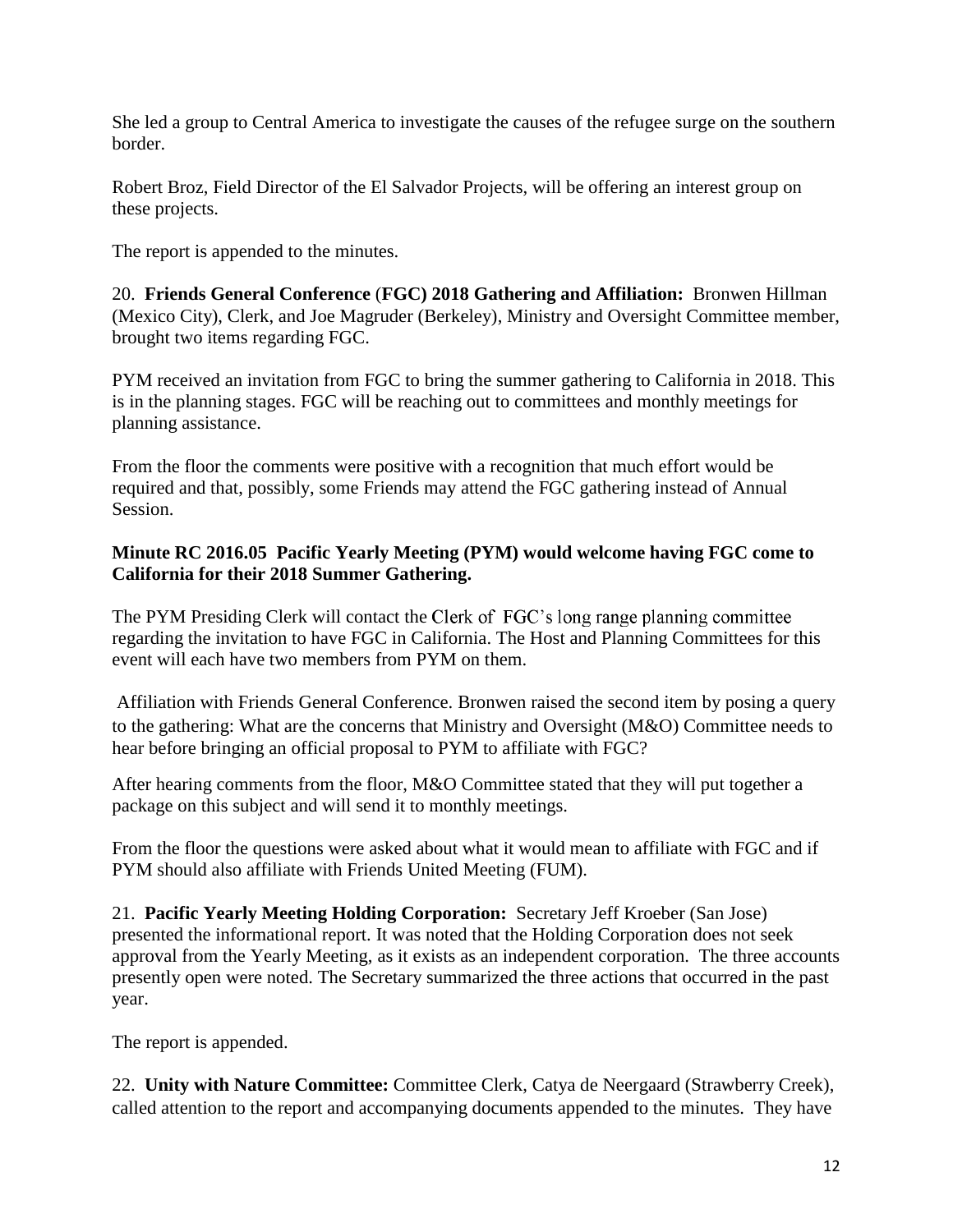She led a group to Central America to investigate the causes of the refugee surge on the southern border.

Robert Broz, Field Director of the El Salvador Projects, will be offering an interest group on these projects.

The report is appended to the minutes.

20. **Friends General Conference** (**FGC) 2018 Gathering and Affiliation:** Bronwen Hillman (Mexico City), Clerk, and Joe Magruder (Berkeley), Ministry and Oversight Committee member, brought two items regarding FGC.

PYM received an invitation from FGC to bring the summer gathering to California in 2018. This is in the planning stages. FGC will be reaching out to committees and monthly meetings for planning assistance.

From the floor the comments were positive with a recognition that much effort would be required and that, possibly, some Friends may attend the FGC gathering instead of Annual Session.

**Minute RC 2016.05 Pacific Yearly Meeting (PYM) would welcome having FGC come to California for their 2018 Summer Gathering.**

The PYM Presiding Clerk will contact the Clerk of FGC's long range planning committee regarding the invitation to have FGC in California. The Host and Planning Committees for this event will each have two members from PYM on them.

Affiliation with Friends General Conference. Bronwen raised the second item by posing a query to the gathering: What are the concerns that Ministry and Oversight (M&O) Committee needs to hear before bringing an official proposal to PYM to affiliate with FGC?

After hearing comments from the floor, M&O Committee stated that they will put together a package on this subject and will send it to monthly meetings.

From the floor the questions were asked about what it would mean to affiliate with FGC and if PYM should also affiliate with Friends United Meeting (FUM).

21. **Pacific Yearly Meeting Holding Corporation:** Secretary Jeff Kroeber (San Jose) presented the informational report. It was noted that the Holding Corporation does not seek approval from the Yearly Meeting, as it exists as an independent corporation. The three accounts presently open were noted. The Secretary summarized the three actions that occurred in the past year.

The report is appended.

22. **Unity with Nature Committee:** Committee Clerk, Catya de Neergaard (Strawberry Creek), called attention to the report and accompanying documents appended to the minutes. They have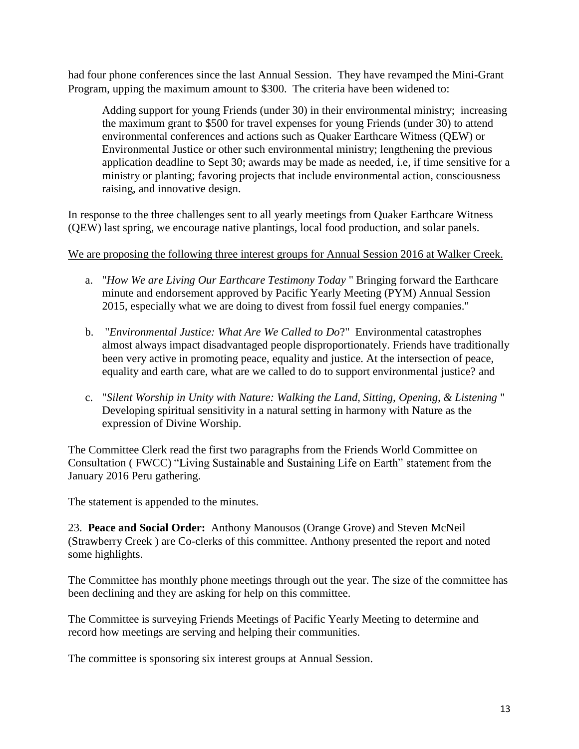had four phone conferences since the last Annual Session. They have revamped the Mini-Grant Program, upping the maximum amount to $300. The criteria have been widened to:

> Adding support for young Friends (under 30) in their environmental ministry; increasing the maximum grant to $500 for travel expenses for young Friends (under 30) to attend environmental conferences and actions such as Quaker Earthcare Witness (QEW) or Environmental Justice or other such environmental ministry; lengthening the previous application deadline to Sept 30; awards may be made as needed, i.e, if time sensitive for a ministry or planting; favoring projects that include environmental action, consciousness raising, and innovative design.

In response to the three challenges sent to all yearly meetings from Quaker Earthcare Witness (QEW) last spring, we encourage native plantings, local food production, and solar panels.

<u>We are proposing the following three interest groups for Annual Session 2016 at Walker Creek.</u>

a. "*How We are Living Our Earthcare Testimony Today* " Bringing forward the Earthcare minute and endorsement approved by Pacific Yearly Meeting (PYM) Annual Session 2015, especially what we are doing to divest from fossil fuel energy companies."

b. "*Environmental Justice: What Are We Called to Do*?" Environmental catastrophes almost always impact disadvantaged people disproportionately. Friends have traditionally been very active in promoting peace, equality and justice. At the intersection of peace, equality and earth care, what are we called to do to support environmental justice? and

c. "*Silent Worship in Unity with Nature: Walking the Land, Sitting, Opening, & Listening* " Developing spiritual sensitivity in a natural setting in harmony with Nature as the expression of Divine Worship.

The Committee Clerk read the first two paragraphs from the Friends World Committee on Consultation ( FWCC) "Living Sustainable and Sustaining Life on Earth" statement from the January 2016 Peru gathering.

The statement is appended to the minutes.

23. **Peace and Social Order:** Anthony Manousos (Orange Grove) and Steven McNeil (Strawberry Creek ) are Co-clerks of this committee. Anthony presented the report and noted some highlights.

The Committee has monthly phone meetings through out the year. The size of the committee has been declining and they are asking for help on this committee.

The Committee is surveying Friends Meetings of Pacific Yearly Meeting to determine and record how meetings are serving and helping their communities.

The committee is sponsoring six interest groups at Annual Session.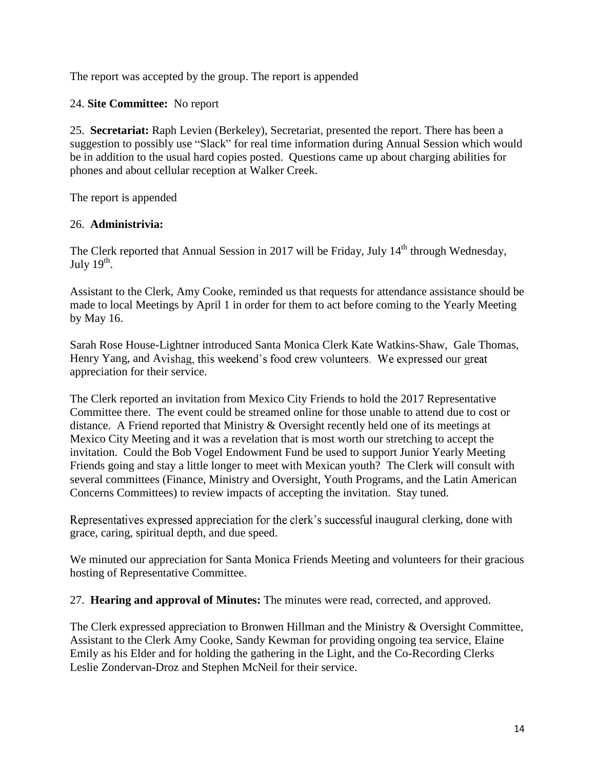The report was accepted by the group. The report is appended

24. **Site Committee:** No report

25. **Secretariat:** Raph Levien (Berkeley), Secretariat, presented the report. There has been a suggestion to possibly use “Slack” for real time information during Annual Session which would be in addition to the usual hard copies posted. Questions came up about charging abilities for phones and about cellular reception at Walker Creek.

The report is appended

26. **Administrivia:**

The Clerk reported that Annual Session in 2017 will be Friday, July 14th through Wednesday, July 19th.

Assistant to the Clerk, Amy Cooke, reminded us that requests for attendance assistance should be made to local Meetings by April 1 in order for them to act before coming to the Yearly Meeting by May 16.

Sarah Rose House-Lightner introduced Santa Monica Clerk Kate Watkins-Shaw, Gale Thomas, Henry Yang, and Avishag, this weekend’s food crew volunteers. We expressed our great appreciation for their service.

The Clerk reported an invitation from Mexico City Friends to hold the 2017 Representative Committee there. The event could be streamed online for those unable to attend due to cost or distance. A Friend reported that Ministry & Oversight recently held one of its meetings at Mexico City Meeting and it was a revelation that is most worth our stretching to accept the invitation. Could the Bob Vogel Endowment Fund be used to support Junior Yearly Meeting Friends going and stay a little longer to meet with Mexican youth? The Clerk will consult with several committees (Finance, Ministry and Oversight, Youth Programs, and the Latin American Concerns Committees) to review impacts of accepting the invitation. Stay tuned.

Representatives expressed appreciation for the clerk’s successful inaugural clerking, done with grace, caring, spiritual depth, and due speed.

We minuted our appreciation for Santa Monica Friends Meeting and volunteers for their gracious hosting of Representative Committee.

27. **Hearing and approval of Minutes:** The minutes were read, corrected, and approved.

The Clerk expressed appreciation to Bronwen Hillman and the Ministry & Oversight Committee, Assistant to the Clerk Amy Cooke, Sandy Kewman for providing ongoing tea service, Elaine Emily as his Elder and for holding the gathering in the Light, and the Co-Recording Clerks Leslie Zondervan-Droz and Stephen McNeil for their service.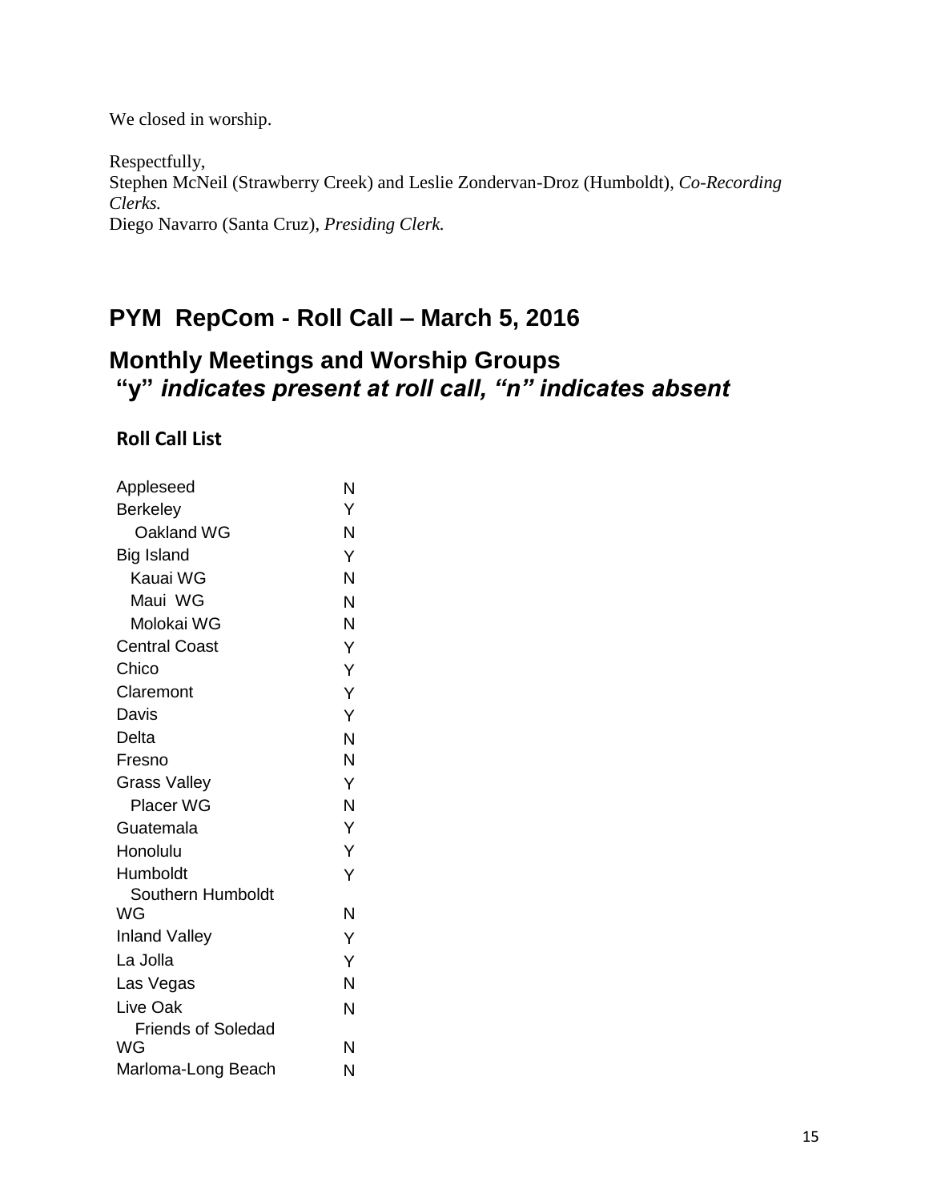We closed in worship.

Respectfully,  
Stephen McNeil (Strawberry Creek) and Leslie Zondervan-Droz (Humboldt), *Co-Recording Clerks.*  
Diego Navarro (Santa Cruz), *Presiding Clerk.*

## PYM RepCom - Roll Call – March 5, 2016

## Monthly Meetings and Worship Groups

### "y" *indicates present at roll call, "n" indicates absent*

**Roll Call List**

| | |
|---|---|
| Appleseed | N |
| Berkeley | Y |
| Oakland WG | N |
| Big Island | Y |
| Kauai WG | N |
| Maui WG | N |
| Molokai WG | N |
| Central Coast | Y |
| Chico | Y |
| Claremont | Y |
| Davis | Y |
| Delta | N |
| Fresno | N |
| Grass Valley | Y |
| Placer WG | N |
| Guatemala | Y |
| Honolulu | Y |
| Humboldt | Y |
| Southern Humboldt WG | N |
| Inland Valley | Y |
| La Jolla | Y |
| Las Vegas | N |
| Live Oak | N |
| Friends of Soledad WG | N |
| Marloma-Long Beach | N |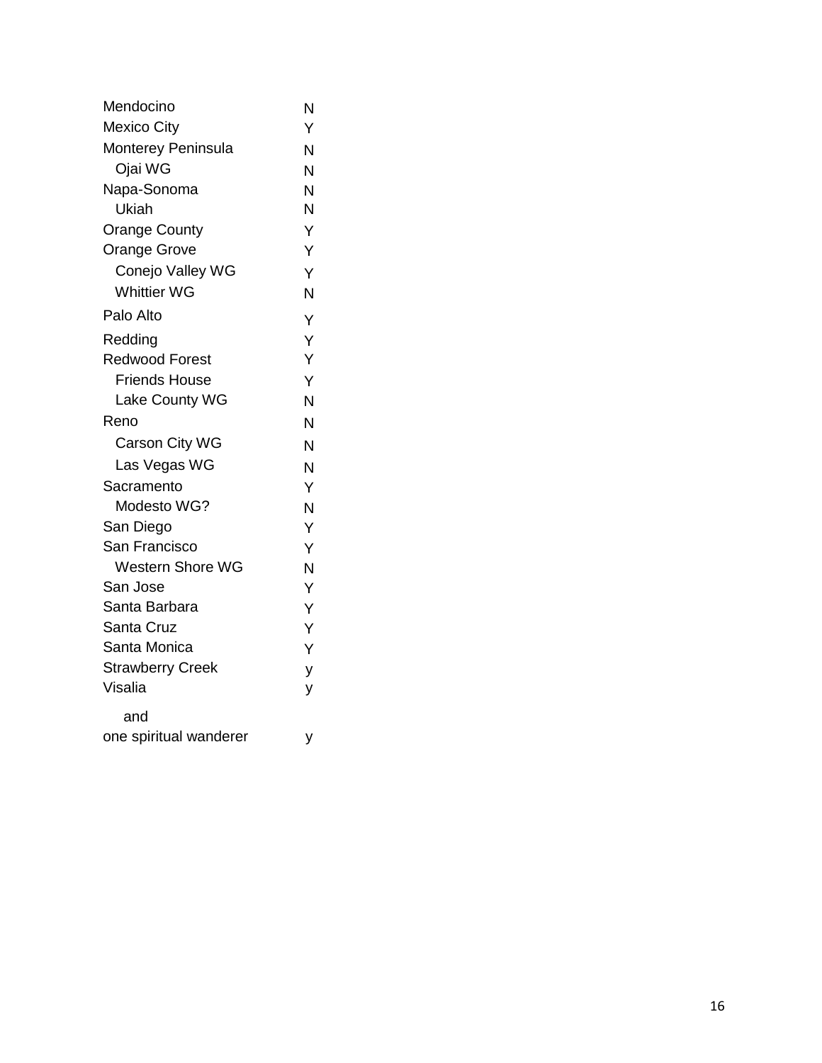| | |
|---|---|
| Mendocino | N |
| Mexico City | Y |
| Monterey Peninsula | N |
| Ojai WG | N |
| Napa-Sonoma | N |
| Ukiah | N |
| Orange County | Y |
| Orange Grove | Y |
| Conejo Valley WG | Y |
| Whittier WG | N |
| Palo Alto | Y |
| Redding | Y |
| Redwood Forest | Y |
| Friends House | Y |
| Lake County WG | N |
| Reno | N |
| Carson City WG | N |
| Las Vegas WG | N |
| Sacramento | Y |
| Modesto WG? | N |
| San Diego | Y |
| San Francisco | Y |
| Western Shore WG | N |
| San Jose | Y |
| Santa Barbara | Y |
| Santa Cruz | Y |
| Santa Monica | Y |
| Strawberry Creek | y |
| Visalia | y |
| and | |
| one spiritual wanderer | y |